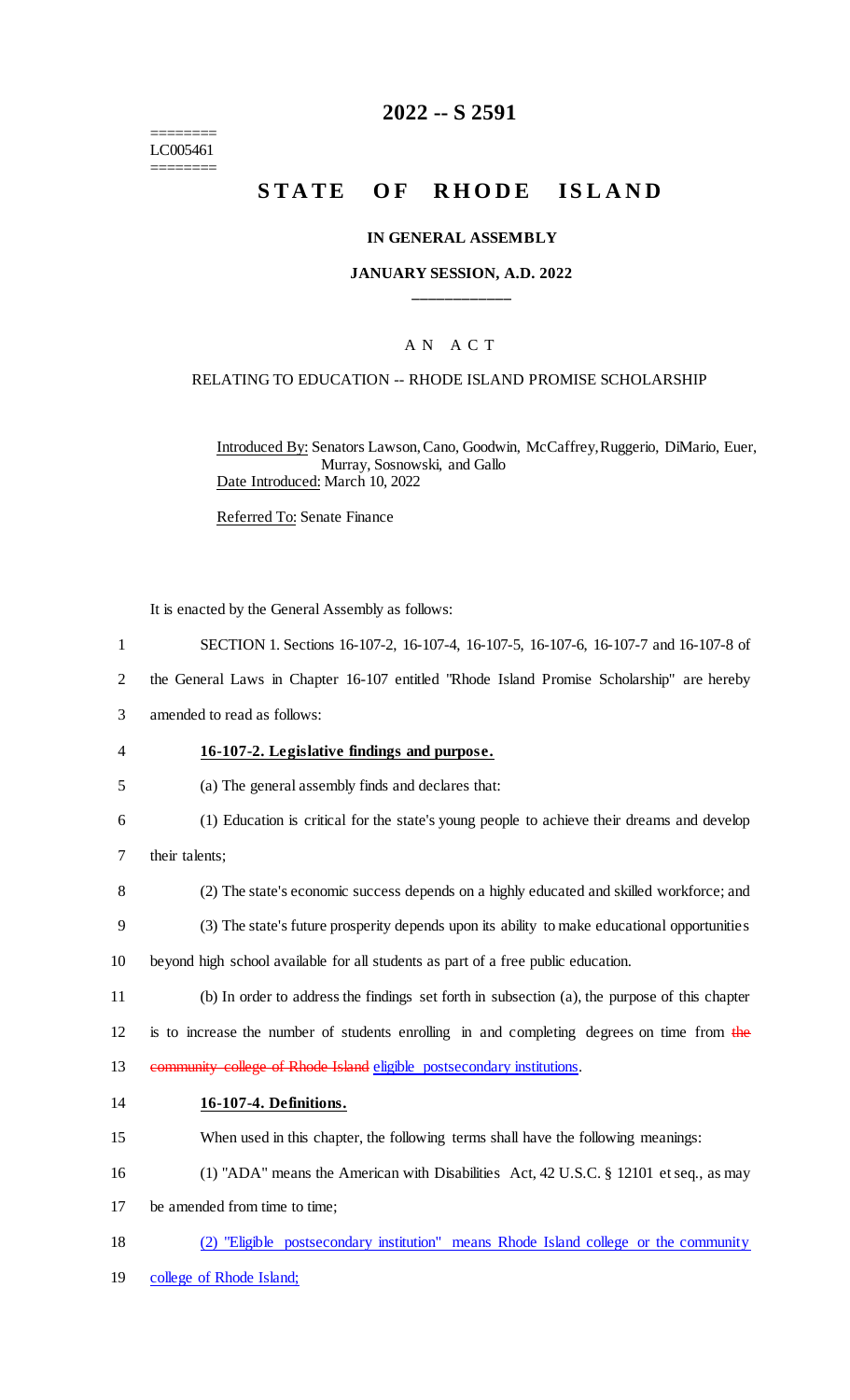========
LC005461
========

# 2022 -- S 2591

## STATE OF RHODE ISLAND

### IN GENERAL ASSEMBLY

### JANUARY SESSION, A.D. 2022

____________

A N A C T

RELATING TO EDUCATION -- RHODE ISLAND PROMISE SCHOLARSHIP

Introduced By: Senators Lawson, Cano, Goodwin, McCaffrey, Ruggerio, DiMario, Euer, Murray, Sosnowski, and Gallo

Date Introduced: March 10, 2022

Referred To: Senate Finance

It is enacted by the General Assembly as follows:

1 SECTION 1. Sections 16-107-2, 16-107-4, 16-107-5, 16-107-6, 16-107-7 and 16-107-8 of
2 the General Laws in Chapter 16-107 entitled "Rhode Island Promise Scholarship" are hereby
3 amended to read as follows:

4 **16-107-2. Legislative findings and purpose.**

5 (a) The general assembly finds and declares that:

6 (1) Education is critical for the state's young people to achieve their dreams and develop
7 their talents;

8 (2) The state's economic success depends on a highly educated and skilled workforce; and

9 (3) The state's future prosperity depends upon its ability to make educational opportunities
10 beyond high school available for all students as part of a free public education.

11 (b) In order to address the findings set forth in subsection (a), the purpose of this chapter
12 is to increase the number of students enrolling in and completing degrees on time from ~~the~~
13 ~~community college of Rhode Island~~ eligible postsecondary institutions.

14 **16-107-4. Definitions.**

15 When used in this chapter, the following terms shall have the following meanings:

16 (1) "ADA" means the American with Disabilities Act, 42 U.S.C. § 12101 et seq., as may
17 be amended from time to time;

18 (2) "Eligible postsecondary institution" means Rhode Island college or the community
19 college of Rhode Island;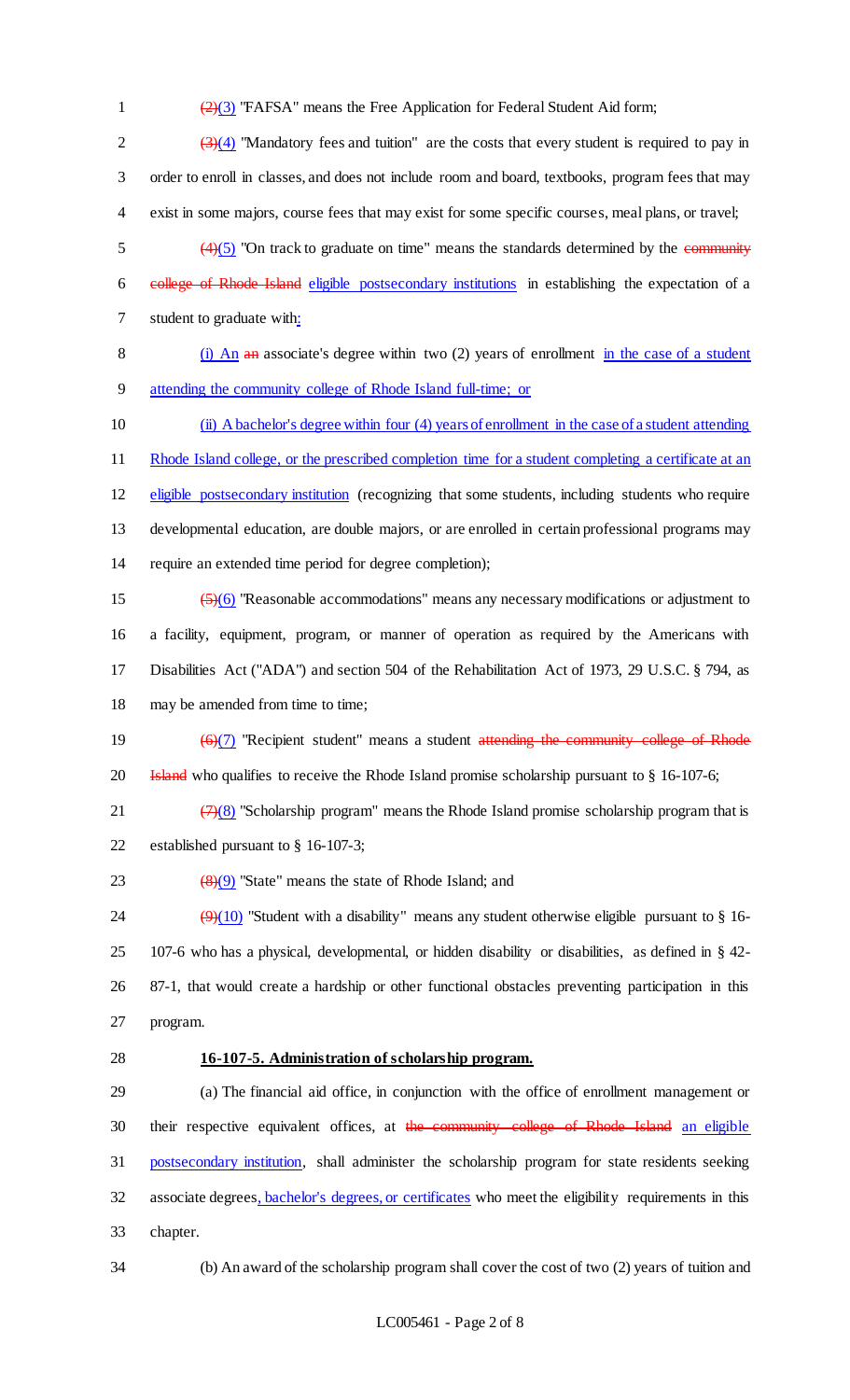~~(2)~~(3) "FAFSA" means the Free Application for Federal Student Aid form;

~~(3)~~(4) "Mandatory fees and tuition" are the costs that every student is required to pay in order to enroll in classes, and does not include room and board, textbooks, program fees that may exist in some majors, course fees that may exist for some specific courses, meal plans, or travel;

~~(4)~~(5) "On track to graduate on time" means the standards determined by the ~~community college of Rhode Island~~ eligible postsecondary institutions in establishing the expectation of a student to graduate with:

(i) An ~~an~~ associate's degree within two (2) years of enrollment in the case of a student attending the community college of Rhode Island full-time; or

(ii) A bachelor's degree within four (4) years of enrollment in the case of a student attending Rhode Island college, or the prescribed completion time for a student completing a certificate at an eligible postsecondary institution (recognizing that some students, including students who require developmental education, are double majors, or are enrolled in certain professional programs may require an extended time period for degree completion);

~~(5)~~(6) "Reasonable accommodations" means any necessary modifications or adjustment to a facility, equipment, program, or manner of operation as required by the Americans with Disabilities Act ("ADA") and section 504 of the Rehabilitation Act of 1973, 29 U.S.C. § 794, as may be amended from time to time;

~~(6)~~(7) "Recipient student" means a student ~~attending the community college of Rhode Island~~ who qualifies to receive the Rhode Island promise scholarship pursuant to § 16-107-6;

~~(7)~~(8) "Scholarship program" means the Rhode Island promise scholarship program that is established pursuant to § 16-107-3;

~~(8)~~(9) "State" means the state of Rhode Island; and

~~(9)~~(10) "Student with a disability" means any student otherwise eligible pursuant to § 16-107-6 who has a physical, developmental, or hidden disability or disabilities, as defined in § 42-87-1, that would create a hardship or other functional obstacles preventing participation in this program.

**16-107-5. Administration of scholarship program.**

(a) The financial aid office, in conjunction with the office of enrollment management or their respective equivalent offices, at ~~the community college of Rhode Island~~ an eligible postsecondary institution, shall administer the scholarship program for state residents seeking associate degrees, bachelor's degrees, or certificates who meet the eligibility requirements in this chapter.

(b) An award of the scholarship program shall cover the cost of two (2) years of tuition and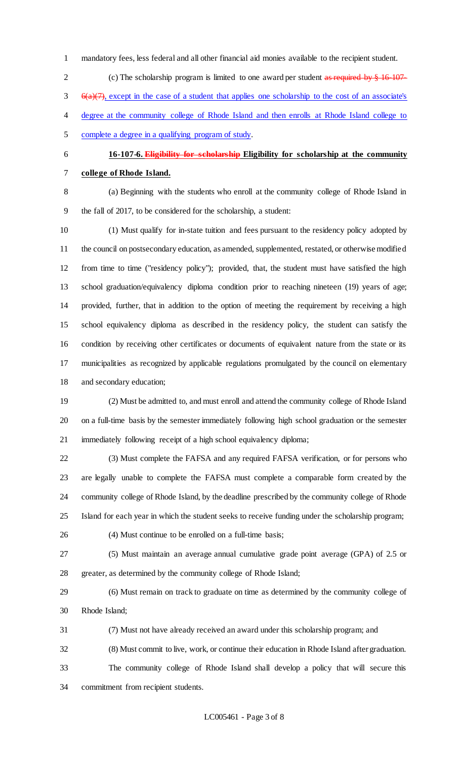mandatory fees, less federal and all other financial aid monies available to the recipient student.

(c) The scholarship program is limited to one award per student ~~as required by § 16-107-6(a)(7)~~, except in the case of a student that applies one scholarship to the cost of an associate's degree at the community college of Rhode Island and then enrolls at Rhode Island college to complete a degree in a qualifying program of study.

**16-107-6. ~~Eligibility for scholarship~~ Eligibility for scholarship at the community college of Rhode Island.**

(a) Beginning with the students who enroll at the community college of Rhode Island in the fall of 2017, to be considered for the scholarship, a student:

(1) Must qualify for in-state tuition and fees pursuant to the residency policy adopted by the council on postsecondary education, as amended, supplemented, restated, or otherwise modified from time to time ("residency policy"); provided, that, the student must have satisfied the high school graduation/equivalency diploma condition prior to reaching nineteen (19) years of age; provided, further, that in addition to the option of meeting the requirement by receiving a high school equivalency diploma as described in the residency policy, the student can satisfy the condition by receiving other certificates or documents of equivalent nature from the state or its municipalities as recognized by applicable regulations promulgated by the council on elementary and secondary education;

(2) Must be admitted to, and must enroll and attend the community college of Rhode Island on a full-time basis by the semester immediately following high school graduation or the semester immediately following receipt of a high school equivalency diploma;

(3) Must complete the FAFSA and any required FAFSA verification, or for persons who are legally unable to complete the FAFSA must complete a comparable form created by the community college of Rhode Island, by the deadline prescribed by the community college of Rhode Island for each year in which the student seeks to receive funding under the scholarship program;

(4) Must continue to be enrolled on a full-time basis;

(5) Must maintain an average annual cumulative grade point average (GPA) of 2.5 or greater, as determined by the community college of Rhode Island;

(6) Must remain on track to graduate on time as determined by the community college of Rhode Island;

(7) Must not have already received an award under this scholarship program; and

(8) Must commit to live, work, or continue their education in Rhode Island after graduation. The community college of Rhode Island shall develop a policy that will secure this commitment from recipient students.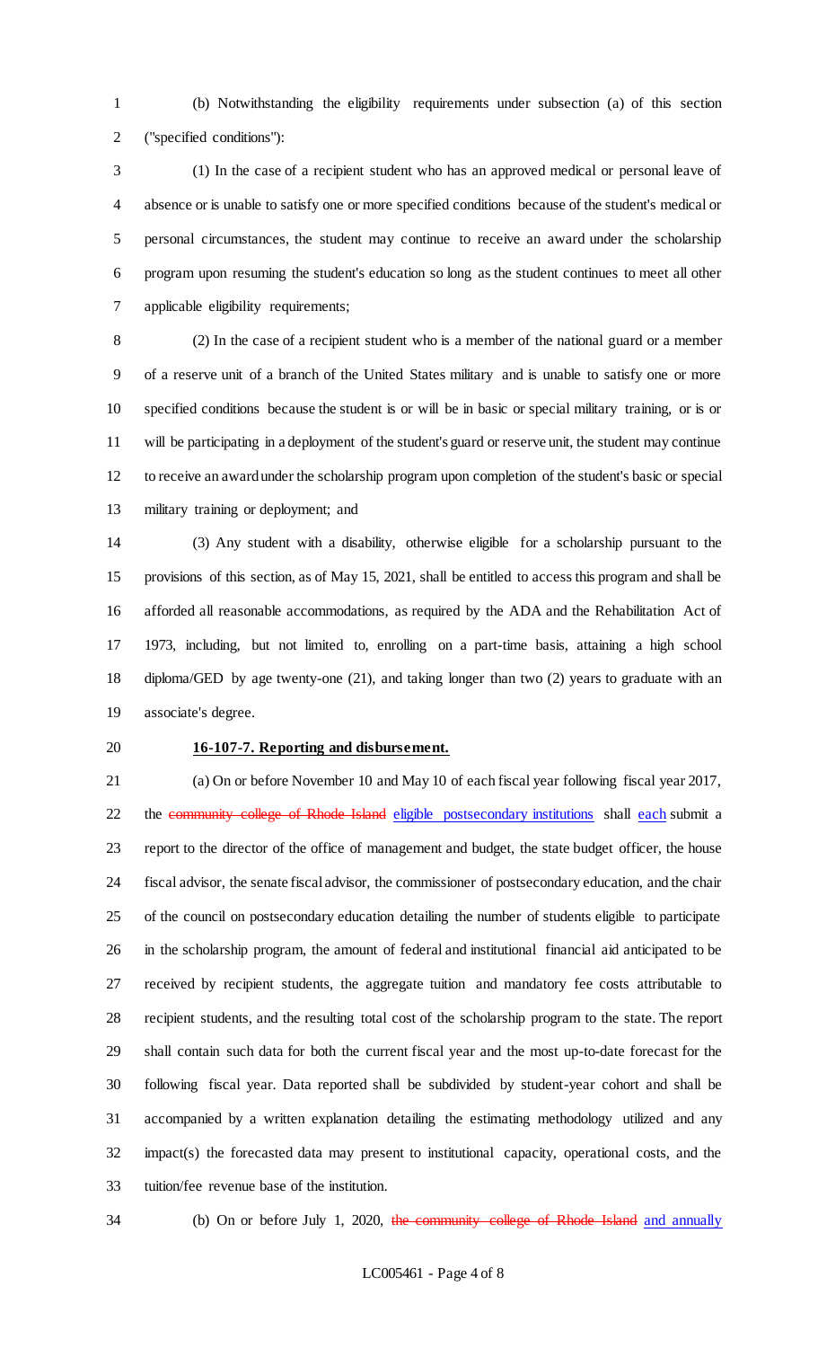(b) Notwithstanding the eligibility requirements under subsection (a) of this section ("specified conditions"):

(1) In the case of a recipient student who has an approved medical or personal leave of absence or is unable to satisfy one or more specified conditions because of the student's medical or personal circumstances, the student may continue to receive an award under the scholarship program upon resuming the student's education so long as the student continues to meet all other applicable eligibility requirements;

(2) In the case of a recipient student who is a member of the national guard or a member of a reserve unit of a branch of the United States military and is unable to satisfy one or more specified conditions because the student is or will be in basic or special military training, or is or will be participating in a deployment of the student's guard or reserve unit, the student may continue to receive an award under the scholarship program upon completion of the student's basic or special military training or deployment; and

(3) Any student with a disability, otherwise eligible for a scholarship pursuant to the provisions of this section, as of May 15, 2021, shall be entitled to access this program and shall be afforded all reasonable accommodations, as required by the ADA and the Rehabilitation Act of 1973, including, but not limited to, enrolling on a part-time basis, attaining a high school diploma/GED by age twenty-one (21), and taking longer than two (2) years to graduate with an associate's degree.

**16-107-7. Reporting and disbursement.**

(a) On or before November 10 and May 10 of each fiscal year following fiscal year 2017, the ~~community college of Rhode Island~~ eligible postsecondary institutions shall each submit a report to the director of the office of management and budget, the state budget officer, the house fiscal advisor, the senate fiscal advisor, the commissioner of postsecondary education, and the chair of the council on postsecondary education detailing the number of students eligible to participate in the scholarship program, the amount of federal and institutional financial aid anticipated to be received by recipient students, the aggregate tuition and mandatory fee costs attributable to recipient students, and the resulting total cost of the scholarship program to the state. The report shall contain such data for both the current fiscal year and the most up-to-date forecast for the following fiscal year. Data reported shall be subdivided by student-year cohort and shall be accompanied by a written explanation detailing the estimating methodology utilized and any impact(s) the forecasted data may present to institutional capacity, operational costs, and the tuition/fee revenue base of the institution.

(b) On or before July 1, 2020, ~~the community college of Rhode Island~~ and annually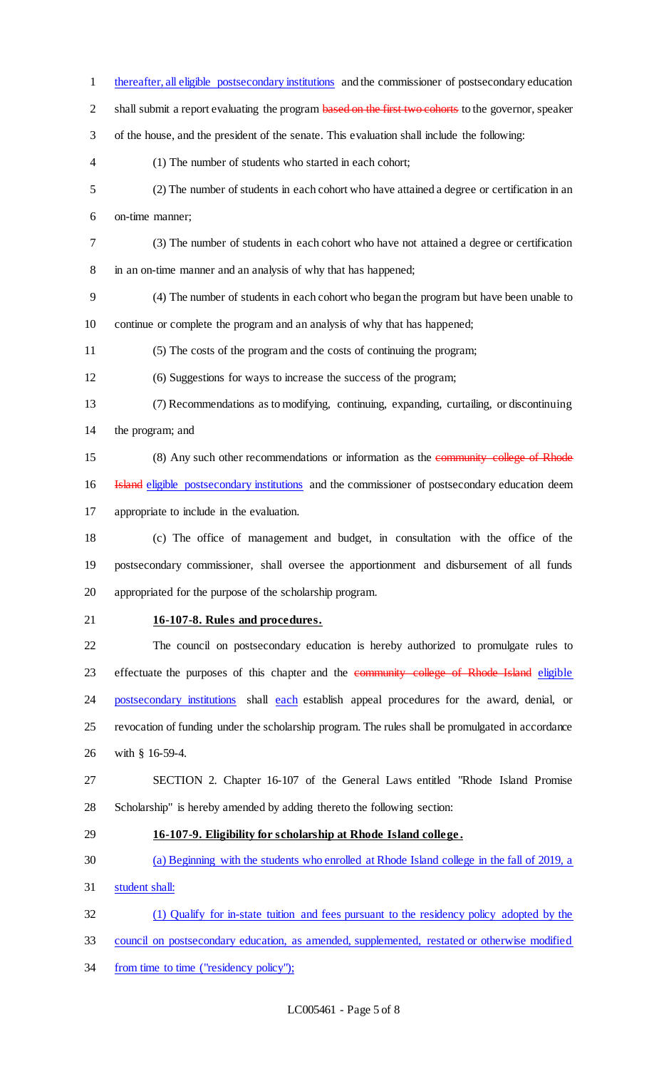thereafter, all eligible postsecondary institutions and the commissioner of postsecondary education shall submit a report evaluating the program ~~based on the first two cohorts~~ to the governor, speaker of the house, and the president of the senate. This evaluation shall include the following:

(1) The number of students who started in each cohort;

(2) The number of students in each cohort who have attained a degree or certification in an on-time manner;

(3) The number of students in each cohort who have not attained a degree or certification in an on-time manner and an analysis of why that has happened;

(4) The number of students in each cohort who began the program but have been unable to continue or complete the program and an analysis of why that has happened;

(5) The costs of the program and the costs of continuing the program;

(6) Suggestions for ways to increase the success of the program;

(7) Recommendations as to modifying, continuing, expanding, curtailing, or discontinuing the program; and

(8) Any such other recommendations or information as the ~~community college of Rhode Island~~ eligible postsecondary institutions and the commissioner of postsecondary education deem appropriate to include in the evaluation.

(c) The office of management and budget, in consultation with the office of the postsecondary commissioner, shall oversee the apportionment and disbursement of all funds appropriated for the purpose of the scholarship program.

**16-107-8. Rules and procedures.**

The council on postsecondary education is hereby authorized to promulgate rules to effectuate the purposes of this chapter and the ~~community college of Rhode Island~~ eligible postsecondary institutions shall each establish appeal procedures for the award, denial, or revocation of funding under the scholarship program. The rules shall be promulgated in accordance with § 16-59-4.

SECTION 2. Chapter 16-107 of the General Laws entitled "Rhode Island Promise Scholarship" is hereby amended by adding thereto the following section:

**16-107-9. Eligibility for scholarship at Rhode Island college.**

(a) Beginning with the students who enrolled at Rhode Island college in the fall of 2019, a student shall:

(1) Qualify for in-state tuition and fees pursuant to the residency policy adopted by the council on postsecondary education, as amended, supplemented, restated or otherwise modified from time to time ("residency policy");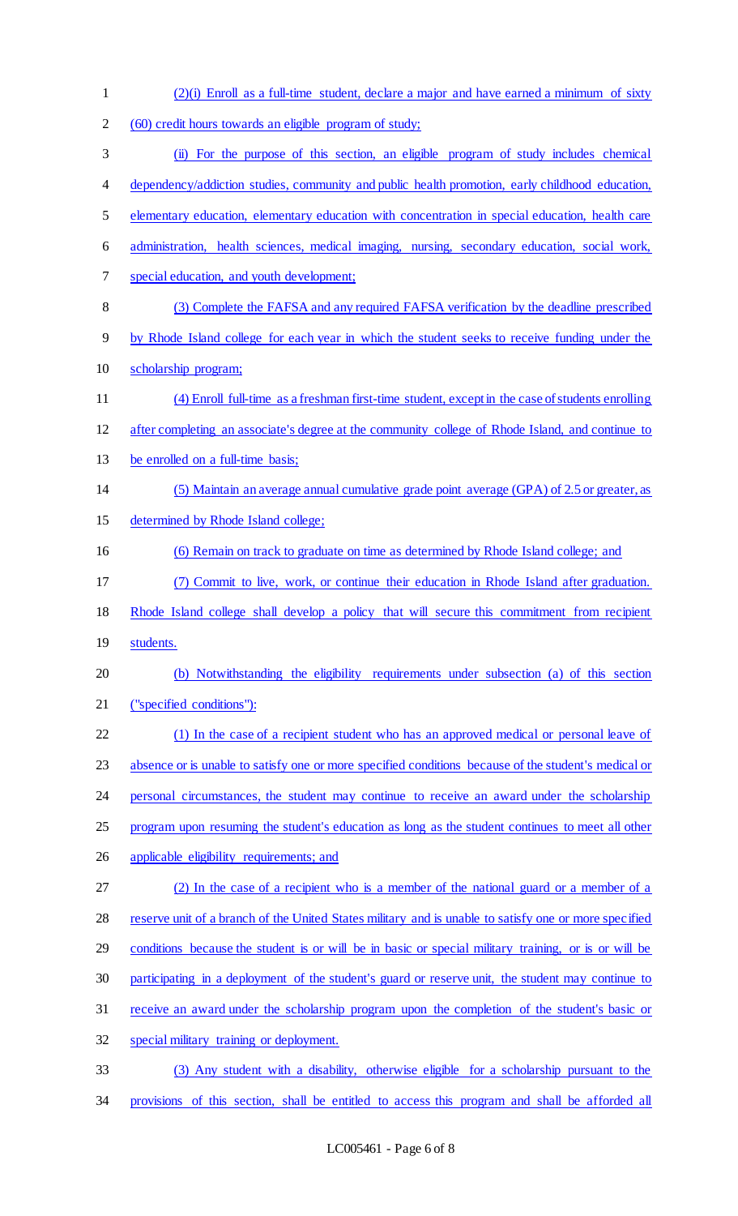(2)(i) Enroll as a full-time student, declare a major and have earned a minimum of sixty (60) credit hours towards an eligible program of study;

(ii) For the purpose of this section, an eligible program of study includes chemical dependency/addiction studies, community and public health promotion, early childhood education, elementary education, elementary education with concentration in special education, health care administration, health sciences, medical imaging, nursing, secondary education, social work, special education, and youth development;

(3) Complete the FAFSA and any required FAFSA verification by the deadline prescribed by Rhode Island college for each year in which the student seeks to receive funding under the scholarship program;

(4) Enroll full-time as a freshman first-time student, except in the case of students enrolling after completing an associate's degree at the community college of Rhode Island, and continue to be enrolled on a full-time basis;

(5) Maintain an average annual cumulative grade point average (GPA) of 2.5 or greater, as determined by Rhode Island college;

(6) Remain on track to graduate on time as determined by Rhode Island college; and

(7) Commit to live, work, or continue their education in Rhode Island after graduation. Rhode Island college shall develop a policy that will secure this commitment from recipient students.

(b) Notwithstanding the eligibility requirements under subsection (a) of this section ("specified conditions"):

(1) In the case of a recipient student who has an approved medical or personal leave of absence or is unable to satisfy one or more specified conditions because of the student's medical or personal circumstances, the student may continue to receive an award under the scholarship program upon resuming the student's education as long as the student continues to meet all other applicable eligibility requirements; and

(2) In the case of a recipient who is a member of the national guard or a member of a reserve unit of a branch of the United States military and is unable to satisfy one or more specified conditions because the student is or will be in basic or special military training, or is or will be participating in a deployment of the student's guard or reserve unit, the student may continue to receive an award under the scholarship program upon the completion of the student's basic or special military training or deployment.

(3) Any student with a disability, otherwise eligible for a scholarship pursuant to the provisions of this section, shall be entitled to access this program and shall be afforded all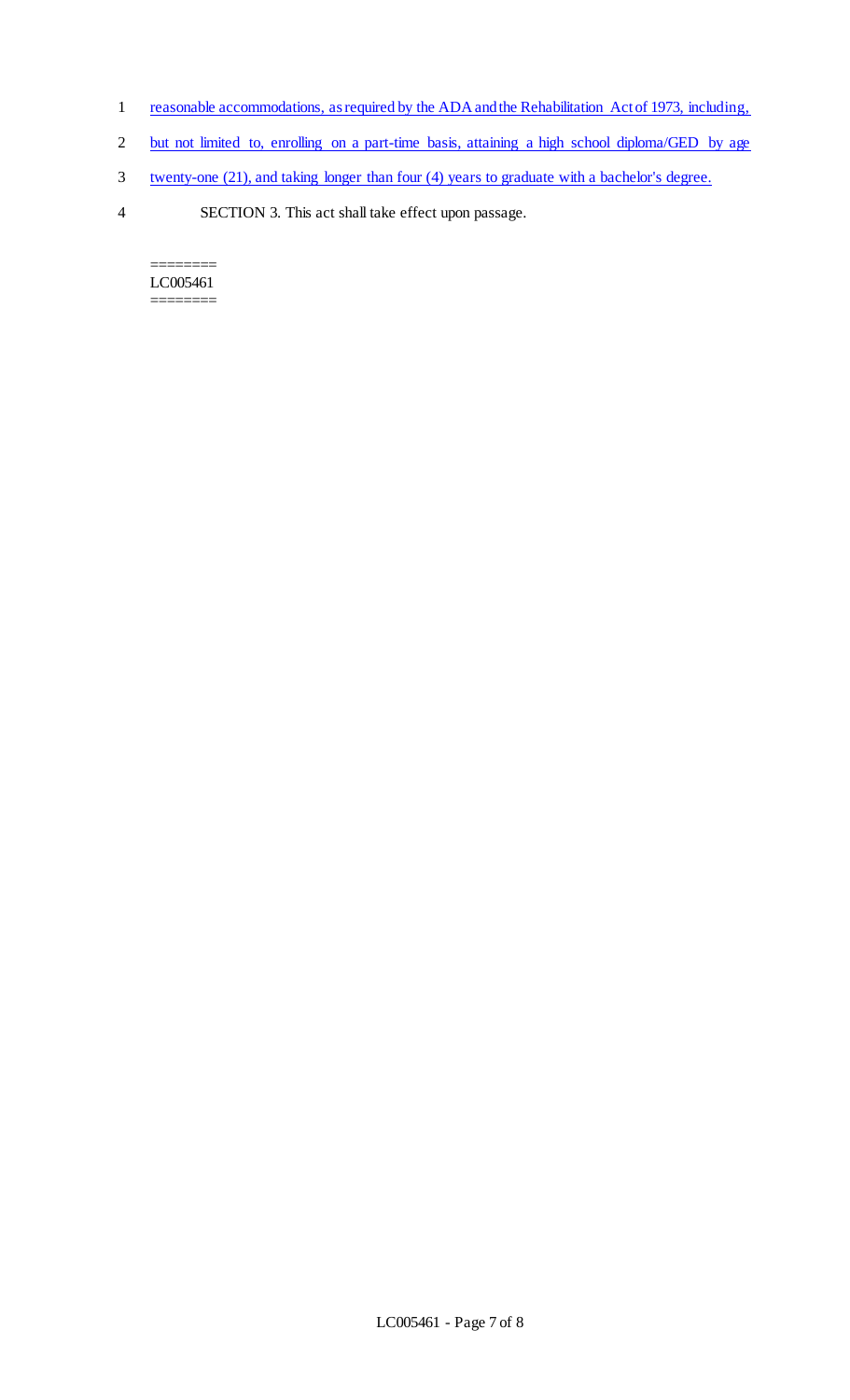reasonable accommodations, as required by the ADA and the Rehabilitation Act of 1973, including, but not limited to, enrolling on a part-time basis, attaining a high school diploma/GED by age twenty-one (21), and taking longer than four (4) years to graduate with a bachelor's degree.

SECTION 3. This act shall take effect upon passage.

========
LC005461
========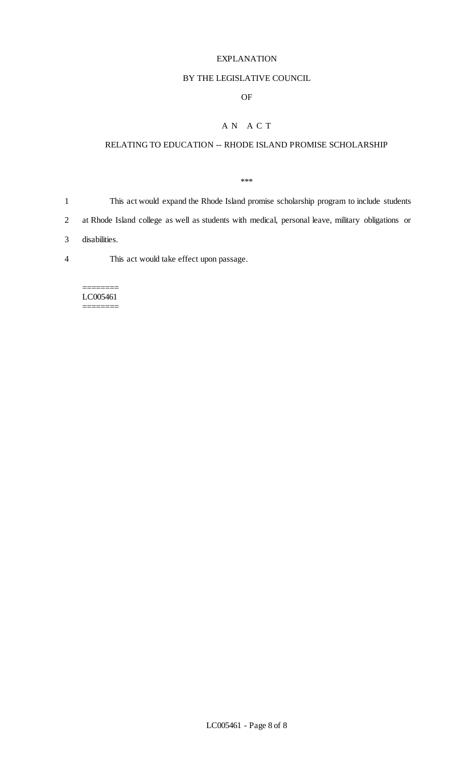EXPLANATION

BY THE LEGISLATIVE COUNCIL

OF

A N A C T

RELATING TO EDUCATION -- RHODE ISLAND PROMISE SCHOLARSHIP

\*\*\*

This act would expand the Rhode Island promise scholarship program to include students at Rhode Island college as well as students with medical, personal leave, military obligations or disabilities.

This act would take effect upon passage.

========
LC005461
========